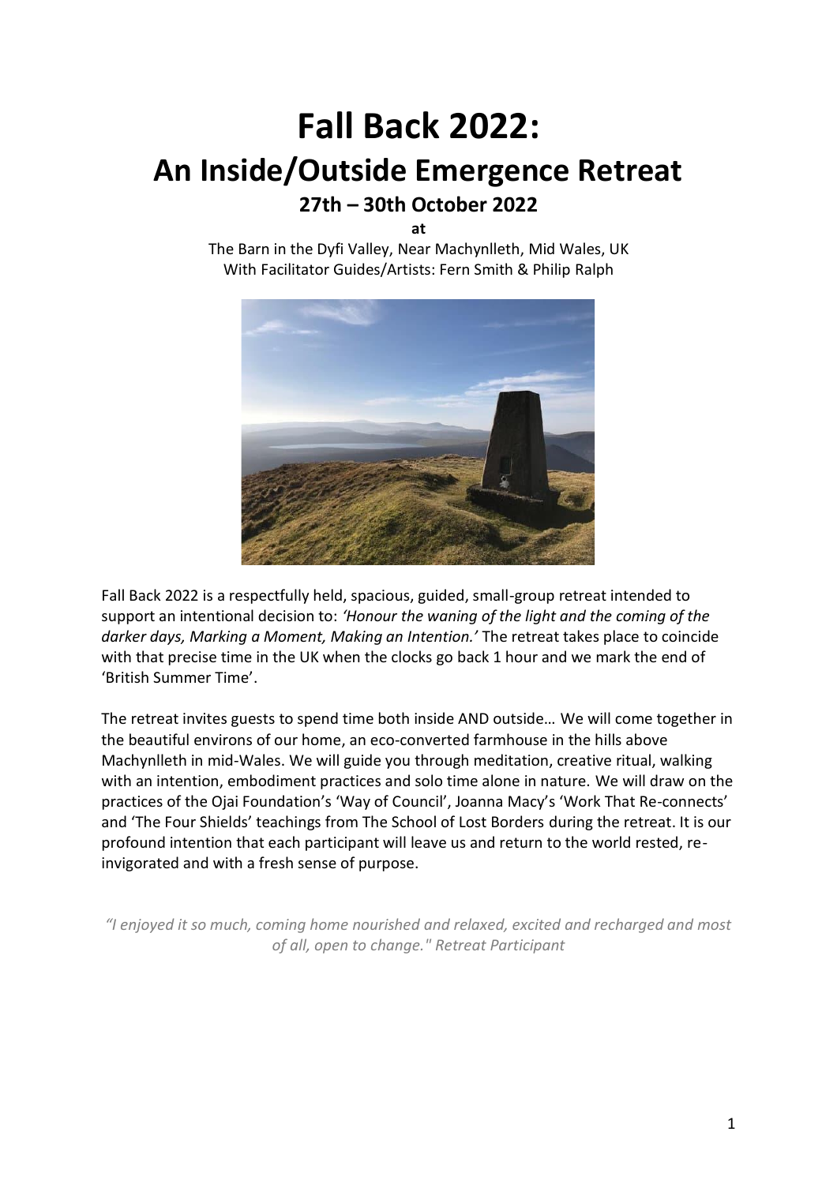# Fall Back 2022:

# An Inside/Outside Emergence Retreat

### 27th – 30th October 2022

**at**

The Barn in the Dyfi Valley, Near Machynlleth, Mid Wales, UK
With Facilitator Guides/Artists: Fern Smith & Philip Ralph

Fall Back 2022 is a respectfully held, spacious, guided, small-group retreat intended to support an intentional decision to: *'Honour the waning of the light and the coming of the darker days, Marking a Moment, Making an Intention.'* The retreat takes place to coincide with that precise time in the UK when the clocks go back 1 hour and we mark the end of 'British Summer Time'.

The retreat invites guests to spend time both inside AND outside… We will come together in the beautiful environs of our home, an eco-converted farmhouse in the hills above Machynlleth in mid-Wales. We will guide you through meditation, creative ritual, walking with an intention, embodiment practices and solo time alone in nature. We will draw on the practices of the Ojai Foundation's 'Way of Council', Joanna Macy's 'Work That Re-connects' and 'The Four Shields' teachings from The School of Lost Borders during the retreat. It is our profound intention that each participant will leave us and return to the world rested, re-invigorated and with a fresh sense of purpose.

*"I enjoyed it so much, coming home nourished and relaxed, excited and recharged and most of all, open to change." Retreat Participant*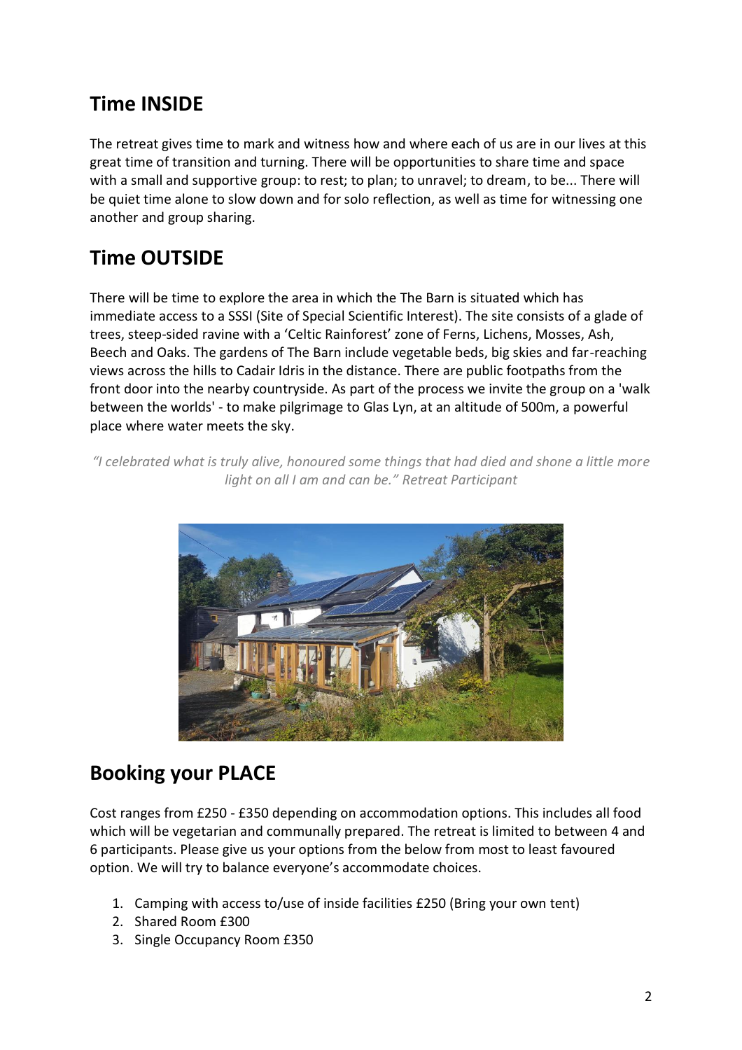## Time INSIDE

The retreat gives time to mark and witness how and where each of us are in our lives at this great time of transition and turning. There will be opportunities to share time and space with a small and supportive group: to rest; to plan; to unravel; to dream, to be... There will be quiet time alone to slow down and for solo reflection, as well as time for witnessing one another and group sharing.

## Time OUTSIDE

There will be time to explore the area in which the The Barn is situated which has immediate access to a SSSI (Site of Special Scientific Interest). The site consists of a glade of trees, steep-sided ravine with a 'Celtic Rainforest' zone of Ferns, Lichens, Mosses, Ash, Beech and Oaks. The gardens of The Barn include vegetable beds, big skies and far-reaching views across the hills to Cadair Idris in the distance. There are public footpaths from the front door into the nearby countryside. As part of the process we invite the group on a 'walk between the worlds' - to make pilgrimage to Glas Lyn, at an altitude of 500m, a powerful place where water meets the sky.

*"I celebrated what is truly alive, honoured some things that had died and shone a little more light on all I am and can be." Retreat Participant*

## Booking your PLACE

Cost ranges from £250 - £350 depending on accommodation options. This includes all food which will be vegetarian and communally prepared. The retreat is limited to between 4 and 6 participants. Please give us your options from the below from most to least favoured option. We will try to balance everyone's accommodate choices.

1. Camping with access to/use of inside facilities £250 (Bring your own tent)
2. Shared Room £300
3. Single Occupancy Room £350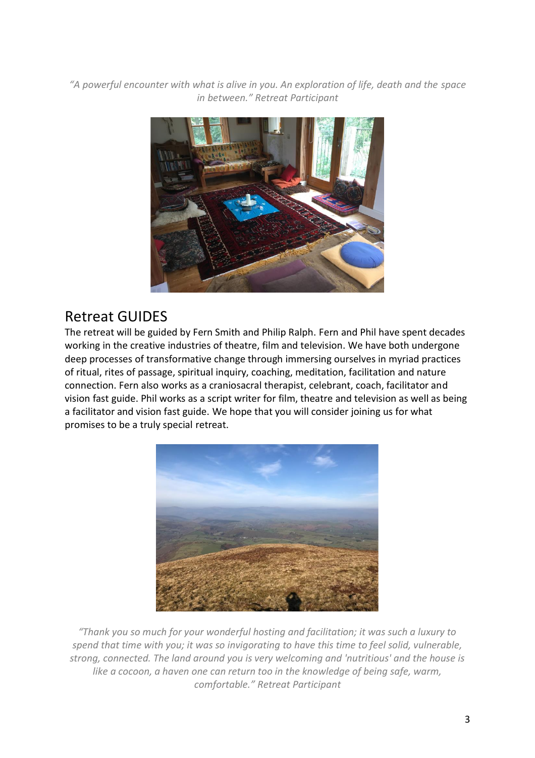*"A powerful encounter with what is alive in you. An exploration of life, death and the space in between." Retreat Participant*

## Retreat GUIDES

The retreat will be guided by Fern Smith and Philip Ralph. Fern and Phil have spent decades working in the creative industries of theatre, film and television. We have both undergone deep processes of transformative change through immersing ourselves in myriad practices of ritual, rites of passage, spiritual inquiry, coaching, meditation, facilitation and nature connection. Fern also works as a craniosacral therapist, celebrant, coach, facilitator and vision fast guide. Phil works as a script writer for film, theatre and television as well as being a facilitator and vision fast guide. We hope that you will consider joining us for what promises to be a truly special retreat.

*"Thank you so much for your wonderful hosting and facilitation; it was such a luxury to spend that time with you; it was so invigorating to have this time to feel solid, vulnerable, strong, connected. The land around you is very welcoming and 'nutritious' and the house is like a cocoon, a haven one can return too in the knowledge of being safe, warm, comfortable." Retreat Participant*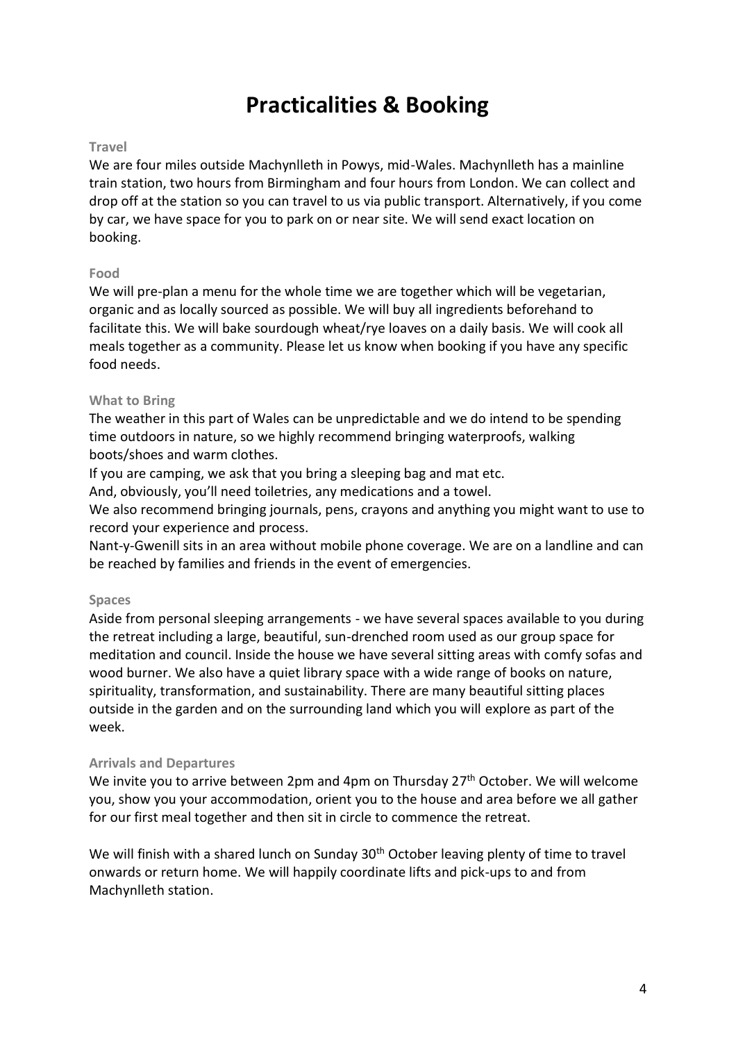# Practicalities & Booking

### Travel

We are four miles outside Machynlleth in Powys, mid-Wales. Machynlleth has a mainline train station, two hours from Birmingham and four hours from London. We can collect and drop off at the station so you can travel to us via public transport. Alternatively, if you come by car, we have space for you to park on or near site. We will send exact location on booking.

### Food

We will pre-plan a menu for the whole time we are together which will be vegetarian, organic and as locally sourced as possible. We will buy all ingredients beforehand to facilitate this. We will bake sourdough wheat/rye loaves on a daily basis. We will cook all meals together as a community. Please let us know when booking if you have any specific food needs.

### What to Bring

The weather in this part of Wales can be unpredictable and we do intend to be spending time outdoors in nature, so we highly recommend bringing waterproofs, walking boots/shoes and warm clothes.

If you are camping, we ask that you bring a sleeping bag and mat etc.

And, obviously, you'll need toiletries, any medications and a towel.

We also recommend bringing journals, pens, crayons and anything you might want to use to record your experience and process.

Nant-y-Gwenill sits in an area without mobile phone coverage. We are on a landline and can be reached by families and friends in the event of emergencies.

### Spaces

Aside from personal sleeping arrangements - we have several spaces available to you during the retreat including a large, beautiful, sun-drenched room used as our group space for meditation and council. Inside the house we have several sitting areas with comfy sofas and wood burner. We also have a quiet library space with a wide range of books on nature, spirituality, transformation, and sustainability. There are many beautiful sitting places outside in the garden and on the surrounding land which you will explore as part of the week.

### Arrivals and Departures

We invite you to arrive between 2pm and 4pm on Thursday 27th October. We will welcome you, show you your accommodation, orient you to the house and area before we all gather for our first meal together and then sit in circle to commence the retreat.

We will finish with a shared lunch on Sunday 30th October leaving plenty of time to travel onwards or return home. We will happily coordinate lifts and pick-ups to and from Machynlleth station.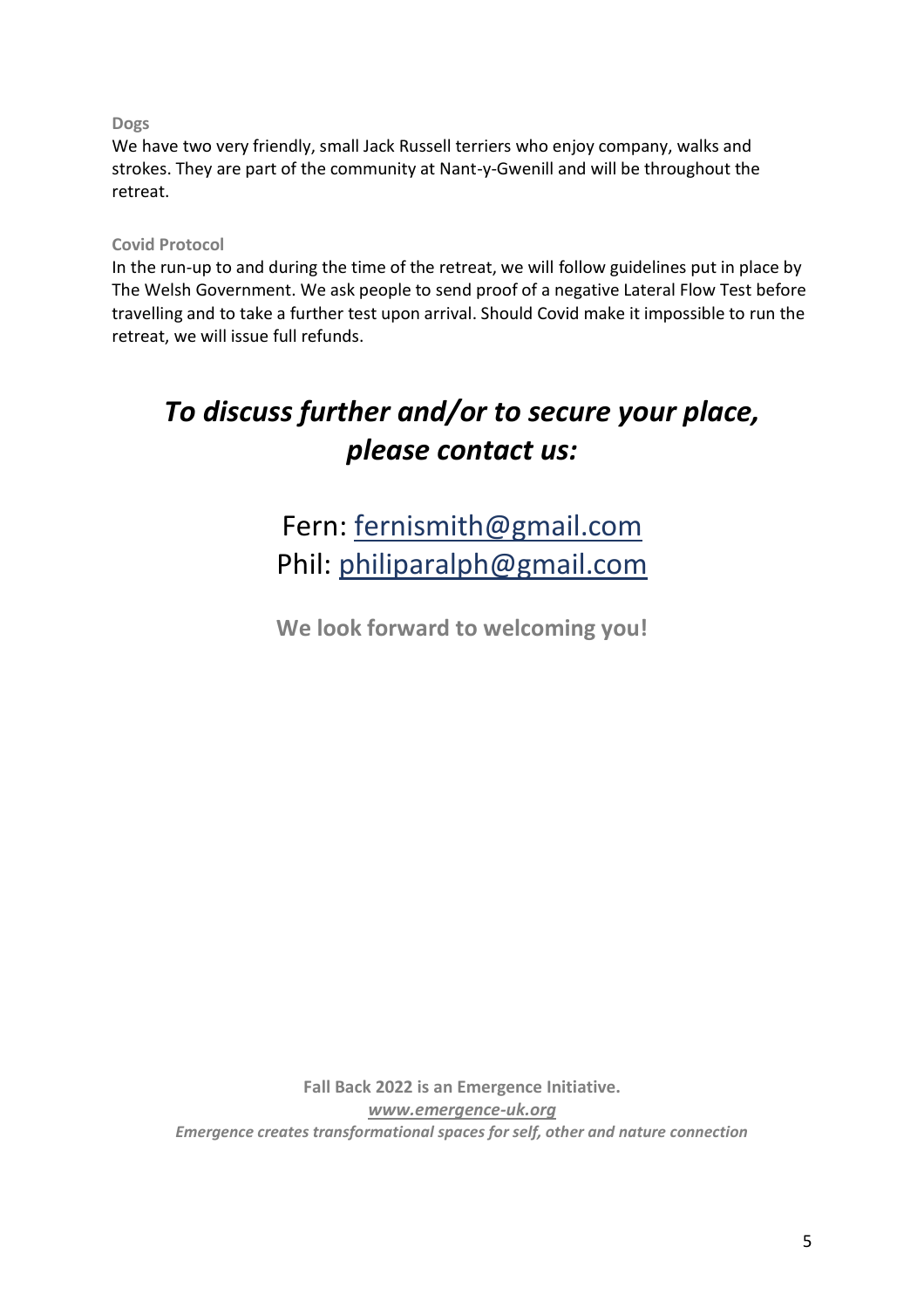### Dogs

We have two very friendly, small Jack Russell terriers who enjoy company, walks and strokes. They are part of the community at Nant-y-Gwenill and will be throughout the retreat.

### Covid Protocol

In the run-up to and during the time of the retreat, we will follow guidelines put in place by The Welsh Government. We ask people to send proof of a negative Lateral Flow Test before travelling and to take a further test upon arrival. Should Covid make it impossible to run the retreat, we will issue full refunds.

## *To discuss further and/or to secure your place, please contact us:*

Fern: fernismith@gmail.com
Phil: philiparalph@gmail.com

**We look forward to welcoming you!**

**Fall Back 2022 is an Emergence Initiative.**
***www.emergence-uk.org***
***Emergence creates transformational spaces for self, other and nature connection***